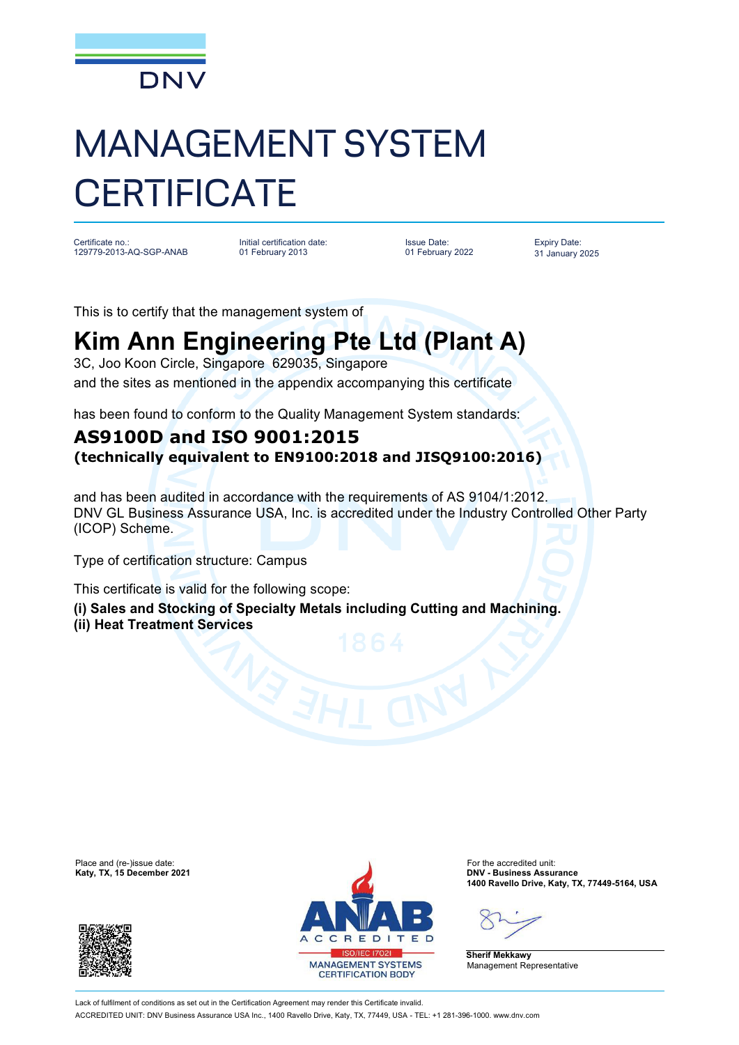DNV

# MANAGEMENT SYSTEM CERTIFICATE

| Certificate no.: | Initial certification date: | Issue Date: | Expiry Date: |
| --- | --- | --- | --- |
| 129779-2013-AQ-SGP-ANAB | 01 February 2013 | 01 February 2022 | 31 January 2025 |

This is to certify that the management system of

## Kim Ann Engineering Pte Ltd (Plant A)

3C, Joo Koon Circle, Singapore 629035, Singapore
and the sites as mentioned in the appendix accompanying this certificate

has been found to conform to the Quality Management System standards:

### AS9100D and ISO 9001:2015
**(technically equivalent to EN9100:2018 and JISQ9100:2016)**

and has been audited in accordance with the requirements of AS 9104/1:2012.
DNV GL Business Assurance USA, Inc. is accredited under the Industry Controlled Other Party (ICOP) Scheme.

Type of certification structure: Campus

This certificate is valid for the following scope:

**(i) Sales and Stocking of Specialty Metals including Cutting and Machining.**
**(ii) Heat Treatment Services**

Place and (re-)issue date:
**Katy, TX, 15 December 2021**

ANAB ACCREDITED
ISO/IEC 17021
MANAGEMENT SYSTEMS CERTIFICATION BODY

For the accredited unit:
**DNV - Business Assurance**
**1400 Ravello Drive, Katy, TX, 77449-5164, USA**

**Sherif Mekkawy**
Management Representative

Lack of fulfilment of conditions as set out in the Certification Agreement may render this Certificate invalid.
ACCREDITED UNIT: DNV Business Assurance USA Inc., 1400 Ravello Drive, Katy, TX, 77449, USA - TEL: +1 281-396-1000. www.dnv.com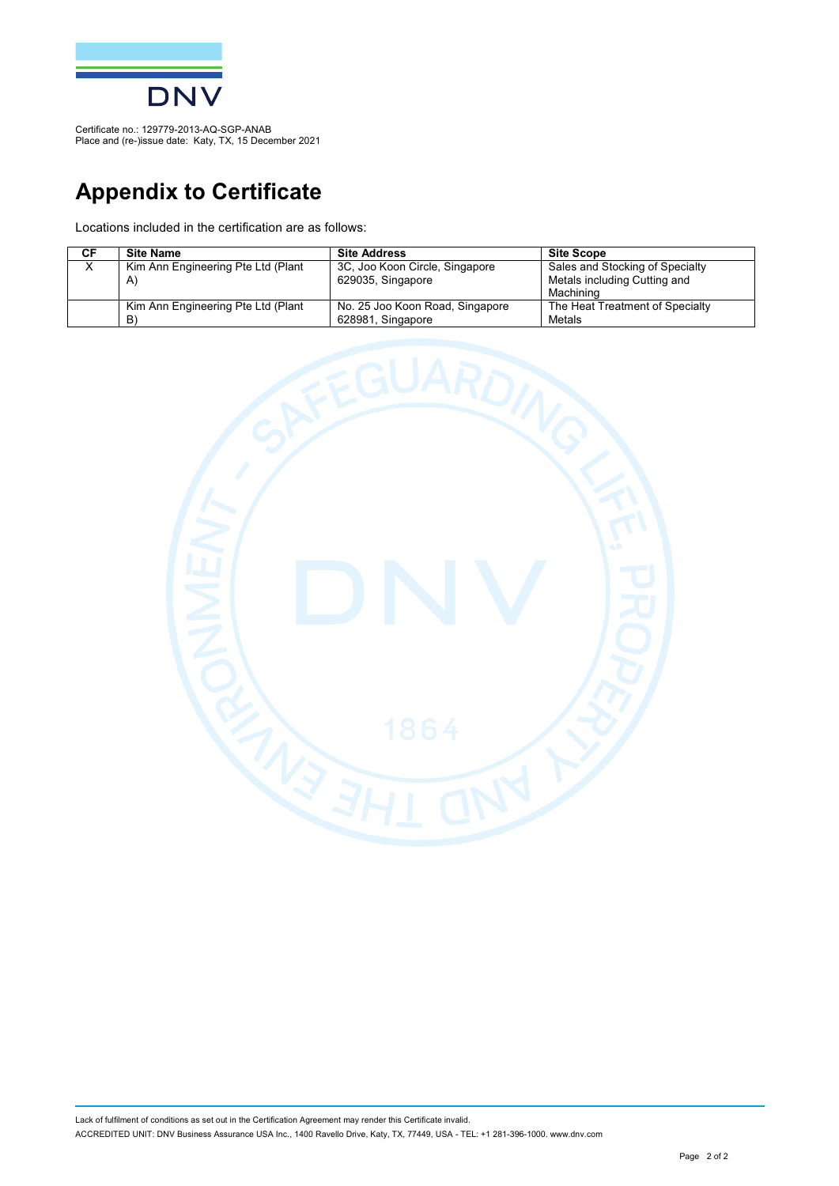Certificate no.: 129779-2013-AQ-SGP-ANAB
Place and (re-)issue date: Katy, TX, 15 December 2021

# Appendix to Certificate

Locations included in the certification are as follows:

| CF | Site Name | Site Address | Site Scope |
|---|---|---|---|
| X | Kim Ann Engineering Pte Ltd (Plant A) | 3C, Joo Koon Circle, Singapore 629035, Singapore | Sales and Stocking of Specialty Metals including Cutting and Machining |
| | Kim Ann Engineering Pte Ltd (Plant B) | No. 25 Joo Koon Road, Singapore 628981, Singapore | The Heat Treatment of Specialty Metals |

Lack of fulfilment of conditions as set out in the Certification Agreement may render this Certificate invalid.

ACCREDITED UNIT: DNV Business Assurance USA Inc., 1400 Ravello Drive, Katy, TX, 77449, USA - TEL: +1 281-396-1000. www.dnv.com